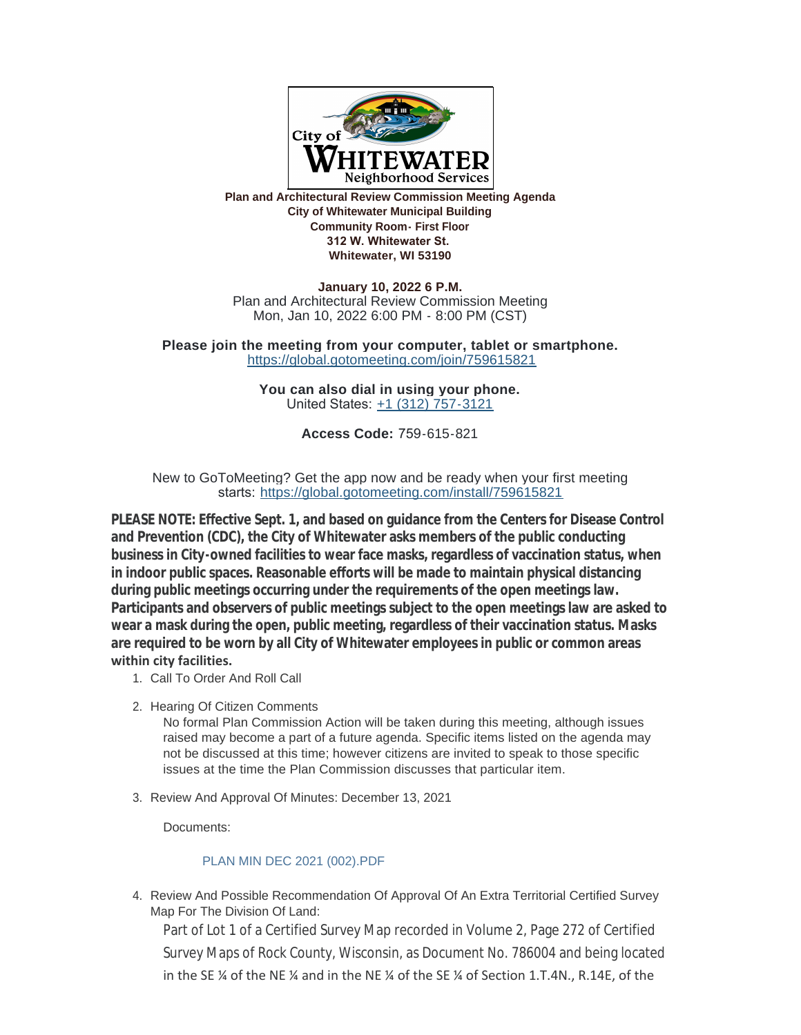**Plan and Architectural Review Commission Meeting Agenda**
**City of Whitewater Municipal Building**
**Community Room- First Floor**
**312 W. Whitewater St.**
**Whitewater, WI 53190**

**January 10, 2022 6 P.M.**
Plan and Architectural Review Commission Meeting
Mon, Jan 10, 2022 6:00 PM - 8:00 PM (CST)

**Please join the meeting from your computer, tablet or smartphone.**
https://global.gotomeeting.com/join/759615821

**You can also dial in using your phone.**
United States: +1 (312) 757-3121

**Access Code:** 759-615-821

New to GoToMeeting? Get the app now and be ready when your first meeting starts: https://global.gotomeeting.com/install/759615821

**PLEASE NOTE: Effective Sept. 1, and based on guidance from the Centers for Disease Control and Prevention (CDC), the City of Whitewater asks members of the public conducting business in City-owned facilities to wear face masks, regardless of vaccination status, when in indoor public spaces. Reasonable efforts will be made to maintain physical distancing during public meetings occurring under the requirements of the open meetings law. Participants and observers of public meetings subject to the open meetings law are asked to wear a mask during the open, public meeting, regardless of their vaccination status. Masks are required to be worn by all City of Whitewater employees in public or common areas within city facilities.**

1. Call To Order And Roll Call
2. Hearing Of Citizen Comments

   No formal Plan Commission Action will be taken during this meeting, although issues raised may become a part of a future agenda. Specific items listed on the agenda may not be discussed at this time; however citizens are invited to speak to those specific issues at the time the Plan Commission discusses that particular item.

3. Review And Approval Of Minutes: December 13, 2021

   Documents:

   PLAN MIN DEC 2021 (002).PDF

4. Review And Possible Recommendation Of Approval Of An Extra Territorial Certified Survey Map For The Division Of Land:

   Part of Lot 1 of a Certified Survey Map recorded in Volume 2, Page 272 of Certified Survey Maps of Rock County, Wisconsin, as Document No. 786004 and being located in the SE ¼ of the NE ¼ and in the NE ¼ of the SE ¼ of Section 1.T.4N., R.14E, of the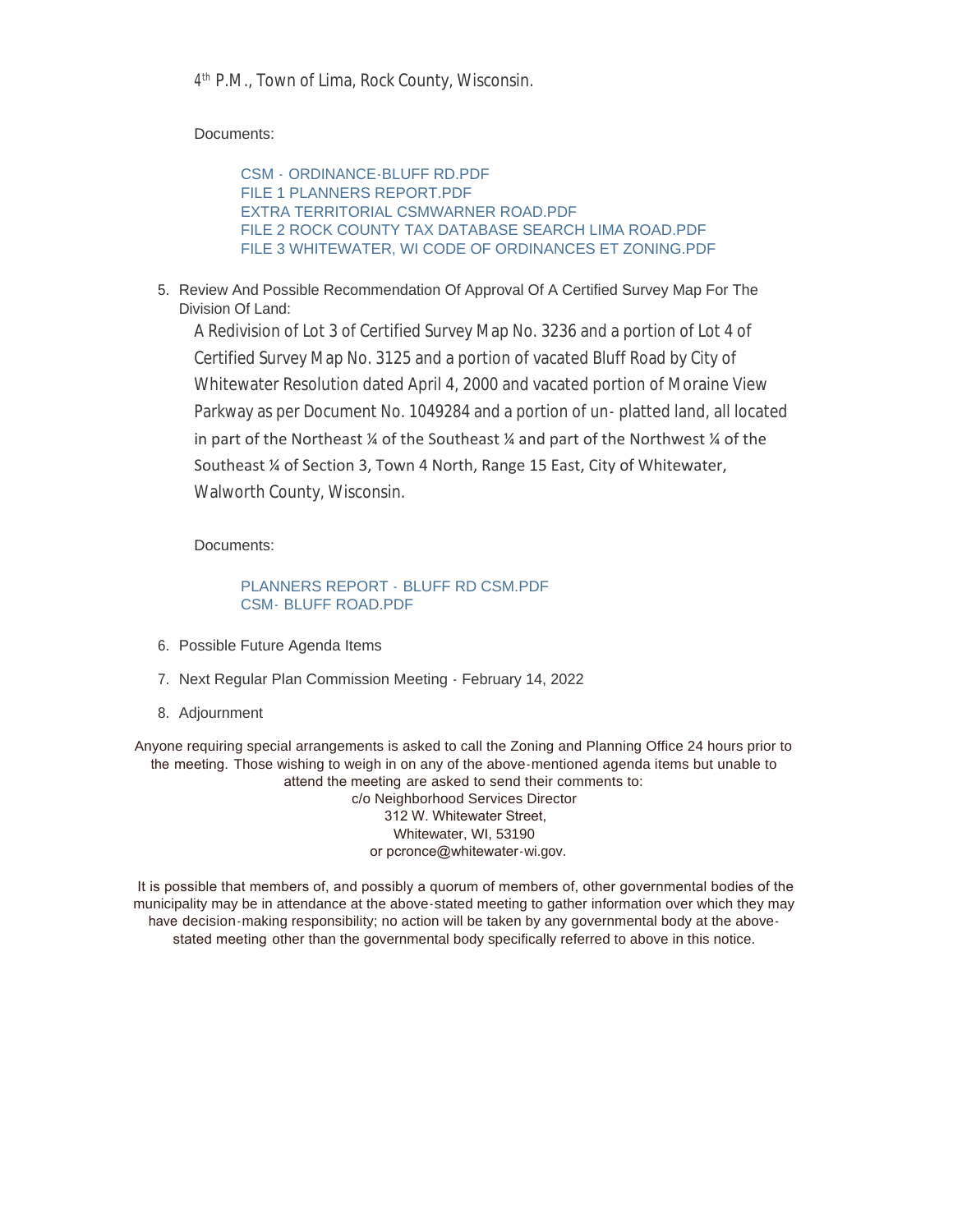4th P.M., Town of Lima, Rock County, Wisconsin.

Documents:

- CSM - ORDINANCE-BLUFF RD.PDF
- FILE 1 PLANNERS REPORT.PDF
- EXTRA TERRITORIAL CSMWARNER ROAD.PDF
- FILE 2 ROCK COUNTY TAX DATABASE SEARCH LIMA ROAD.PDF
- FILE 3 WHITEWATER, WI CODE OF ORDINANCES ET ZONING.PDF

5. Review And Possible Recommendation Of Approval Of A Certified Survey Map For The Division Of Land:

   A Redivision of Lot 3 of Certified Survey Map No. 3236 and a portion of Lot 4 of Certified Survey Map No. 3125 and a portion of vacated Bluff Road by City of Whitewater Resolution dated April 4, 2000 and vacated portion of Moraine View Parkway as per Document No. 1049284 and a portion of un- platted land, all located in part of the Northeast ¼ of the Southeast ¼ and part of the Northwest ¼ of the Southeast ¼ of Section 3, Town 4 North, Range 15 East, City of Whitewater, Walworth County, Wisconsin.

   Documents:

   - PLANNERS REPORT - BLUFF RD CSM.PDF
   - CSM- BLUFF ROAD.PDF

6. Possible Future Agenda Items
7. Next Regular Plan Commission Meeting - February 14, 2022
8. Adjournment

Anyone requiring special arrangements is asked to call the Zoning and Planning Office 24 hours prior to the meeting. Those wishing to weigh in on any of the above-mentioned agenda items but unable to attend the meeting are asked to send their comments to:
c/o Neighborhood Services Director
312 W. Whitewater Street,
Whitewater, WI, 53190
or pcronce@whitewater-wi.gov.

It is possible that members of, and possibly a quorum of members of, other governmental bodies of the municipality may be in attendance at the above-stated meeting to gather information over which they may have decision-making responsibility; no action will be taken by any governmental body at the above-stated meeting other than the governmental body specifically referred to above in this notice.